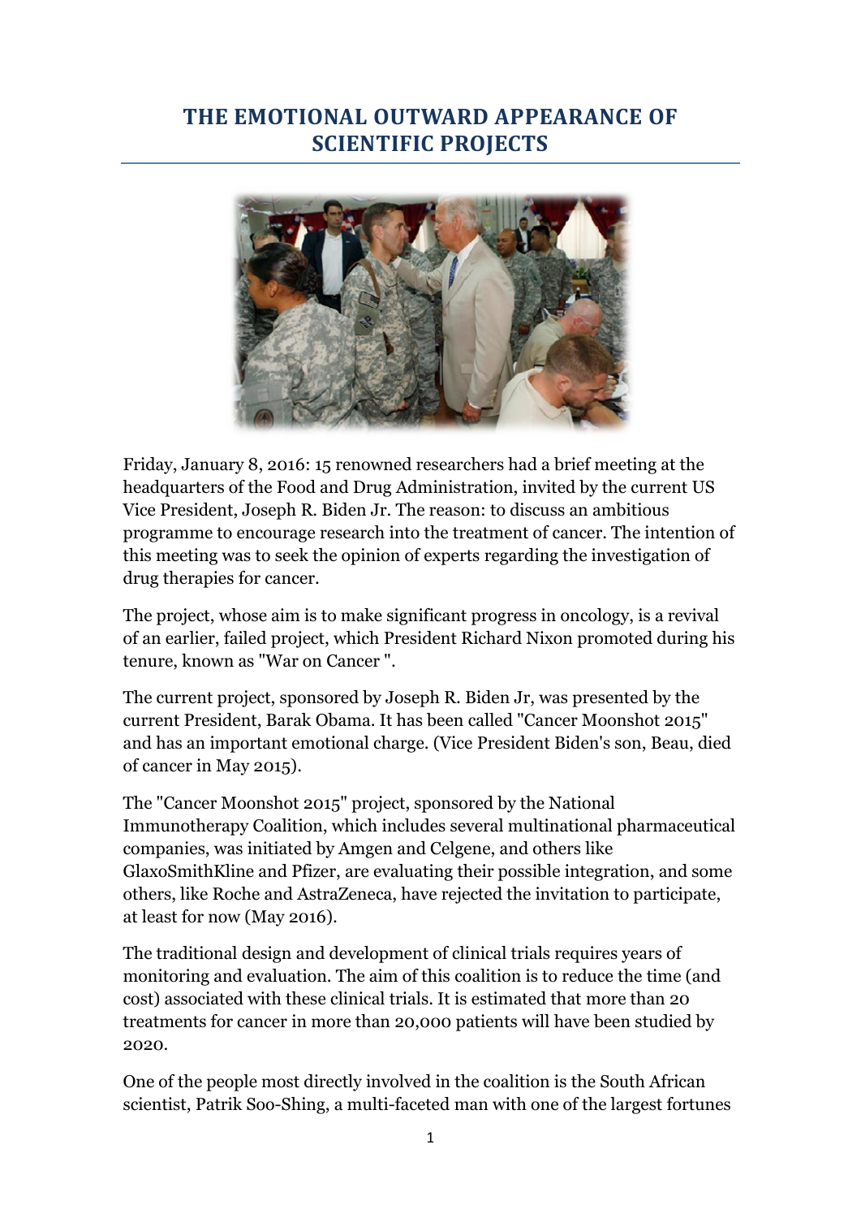# THE EMOTIONAL OUTWARD APPEARANCE OF SCIENTIFIC PROJECTS

Friday, January 8, 2016: 15 renowned researchers had a brief meeting at the headquarters of the Food and Drug Administration, invited by the current US Vice President, Joseph R. Biden Jr. The reason: to discuss an ambitious programme to encourage research into the treatment of cancer. The intention of this meeting was to seek the opinion of experts regarding the investigation of drug therapies for cancer.

The project, whose aim is to make significant progress in oncology, is a revival of an earlier, failed project, which President Richard Nixon promoted during his tenure, known as "War on Cancer ".

The current project, sponsored by Joseph R. Biden Jr, was presented by the current President, Barak Obama. It has been called "Cancer Moonshot 2015" and has an important emotional charge. (Vice President Biden's son, Beau, died of cancer in May 2015).

The "Cancer Moonshot 2015" project, sponsored by the National Immunotherapy Coalition, which includes several multinational pharmaceutical companies, was initiated by Amgen and Celgene, and others like GlaxoSmithKline and Pfizer, are evaluating their possible integration, and some others, like Roche and AstraZeneca, have rejected the invitation to participate, at least for now (May 2016).

The traditional design and development of clinical trials requires years of monitoring and evaluation. The aim of this coalition is to reduce the time (and cost) associated with these clinical trials. It is estimated that more than 20 treatments for cancer in more than 20,000 patients will have been studied by 2020.

One of the people most directly involved in the coalition is the South African scientist, Patrik Soo-Shing, a multi-faceted man with one of the largest fortunes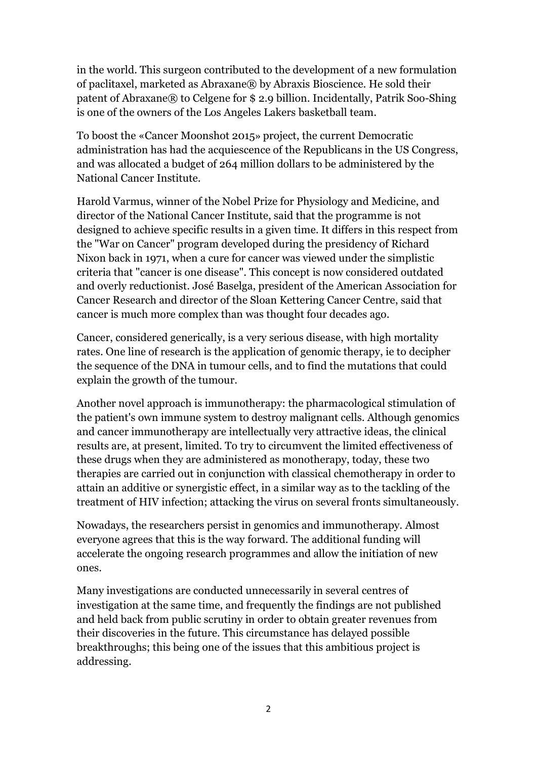in the world. This surgeon contributed to the development of a new formulation of paclitaxel, marketed as Abraxane® by Abraxis Bioscience. He sold their patent of Abraxane® to Celgene for $ 2.9 billion. Incidentally, Patrik Soo-Shing is one of the owners of the Los Angeles Lakers basketball team.

To boost the «Cancer Moonshot 2015» project, the current Democratic administration has had the acquiescence of the Republicans in the US Congress, and was allocated a budget of 264 million dollars to be administered by the National Cancer Institute.

Harold Varmus, winner of the Nobel Prize for Physiology and Medicine, and director of the National Cancer Institute, said that the programme is not designed to achieve specific results in a given time. It differs in this respect from the "War on Cancer" program developed during the presidency of Richard Nixon back in 1971, when a cure for cancer was viewed under the simplistic criteria that "cancer is one disease". This concept is now considered outdated and overly reductionist. José Baselga, president of the American Association for Cancer Research and director of the Sloan Kettering Cancer Centre, said that cancer is much more complex than was thought four decades ago.

Cancer, considered generically, is a very serious disease, with high mortality rates. One line of research is the application of genomic therapy, ie to decipher the sequence of the DNA in tumour cells, and to find the mutations that could explain the growth of the tumour.

Another novel approach is immunotherapy: the pharmacological stimulation of the patient's own immune system to destroy malignant cells. Although genomics and cancer immunotherapy are intellectually very attractive ideas, the clinical results are, at present, limited. To try to circumvent the limited effectiveness of these drugs when they are administered as monotherapy, today, these two therapies are carried out in conjunction with classical chemotherapy in order to attain an additive or synergistic effect, in a similar way as to the tackling of the treatment of HIV infection; attacking the virus on several fronts simultaneously.

Nowadays, the researchers persist in genomics and immunotherapy. Almost everyone agrees that this is the way forward. The additional funding will accelerate the ongoing research programmes and allow the initiation of new ones.

Many investigations are conducted unnecessarily in several centres of investigation at the same time, and frequently the findings are not published and held back from public scrutiny in order to obtain greater revenues from their discoveries in the future. This circumstance has delayed possible breakthroughs; this being one of the issues that this ambitious project is addressing.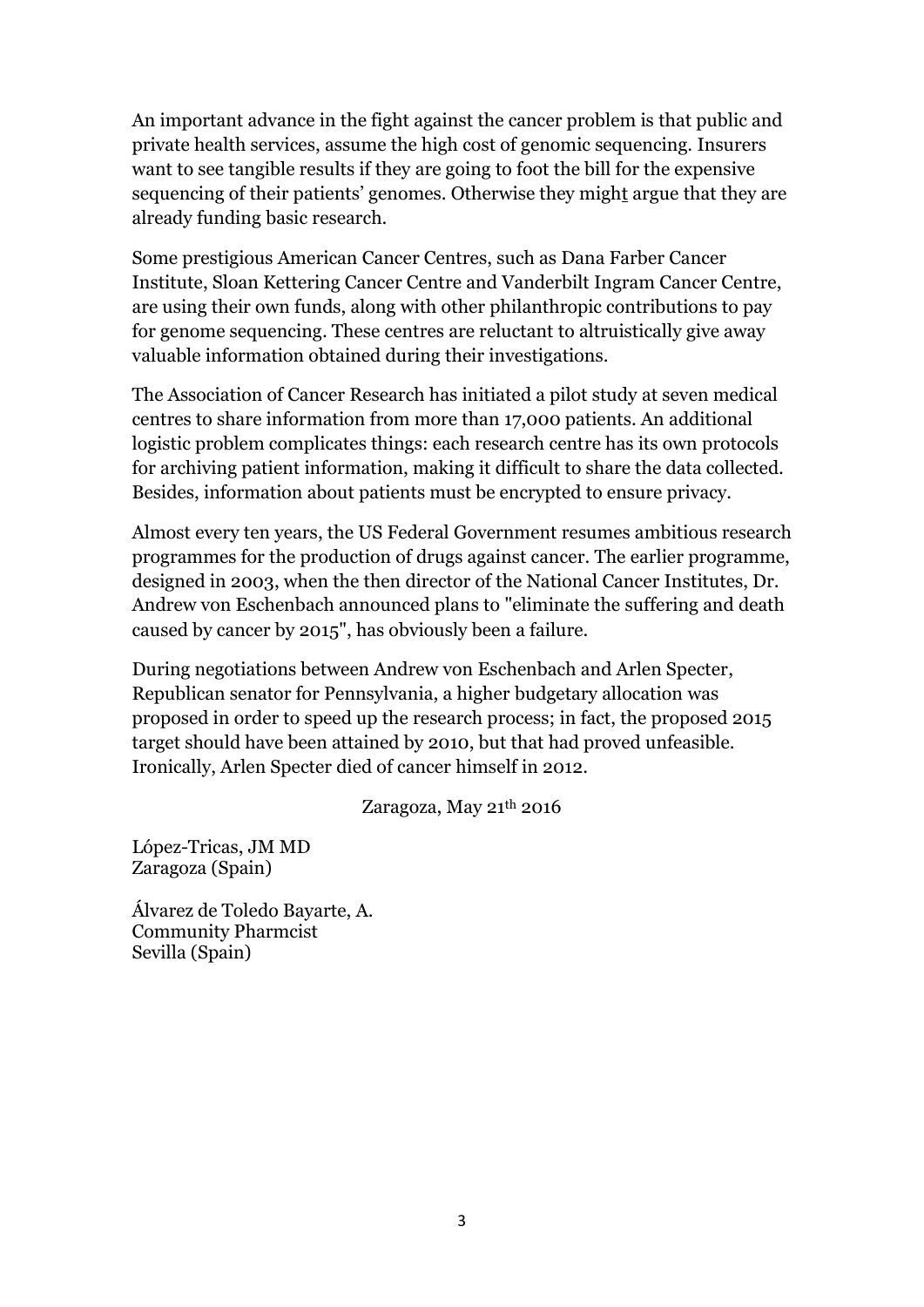An important advance in the fight against the cancer problem is that public and private health services, assume the high cost of genomic sequencing. Insurers want to see tangible results if they are going to foot the bill for the expensive sequencing of their patients' genomes. Otherwise they might argue that they are already funding basic research.

Some prestigious American Cancer Centres, such as Dana Farber Cancer Institute, Sloan Kettering Cancer Centre and Vanderbilt Ingram Cancer Centre, are using their own funds, along with other philanthropic contributions to pay for genome sequencing. These centres are reluctant to altruistically give away valuable information obtained during their investigations.

The Association of Cancer Research has initiated a pilot study at seven medical centres to share information from more than 17,000 patients. An additional logistic problem complicates things: each research centre has its own protocols for archiving patient information, making it difficult to share the data collected. Besides, information about patients must be encrypted to ensure privacy.

Almost every ten years, the US Federal Government resumes ambitious research programmes for the production of drugs against cancer. The earlier programme, designed in 2003, when the then director of the National Cancer Institutes, Dr. Andrew von Eschenbach announced plans to "eliminate the suffering and death caused by cancer by 2015", has obviously been a failure.

During negotiations between Andrew von Eschenbach and Arlen Specter, Republican senator for Pennsylvania, a higher budgetary allocation was proposed in order to speed up the research process; in fact, the proposed 2015 target should have been attained by 2010, but that had proved unfeasible. Ironically, Arlen Specter died of cancer himself in 2012.

Zaragoza, May 21th 2016

López-Tricas, JM MD
Zaragoza (Spain)

Álvarez de Toledo Bayarte, A.
Community Pharmcist
Sevilla (Spain)